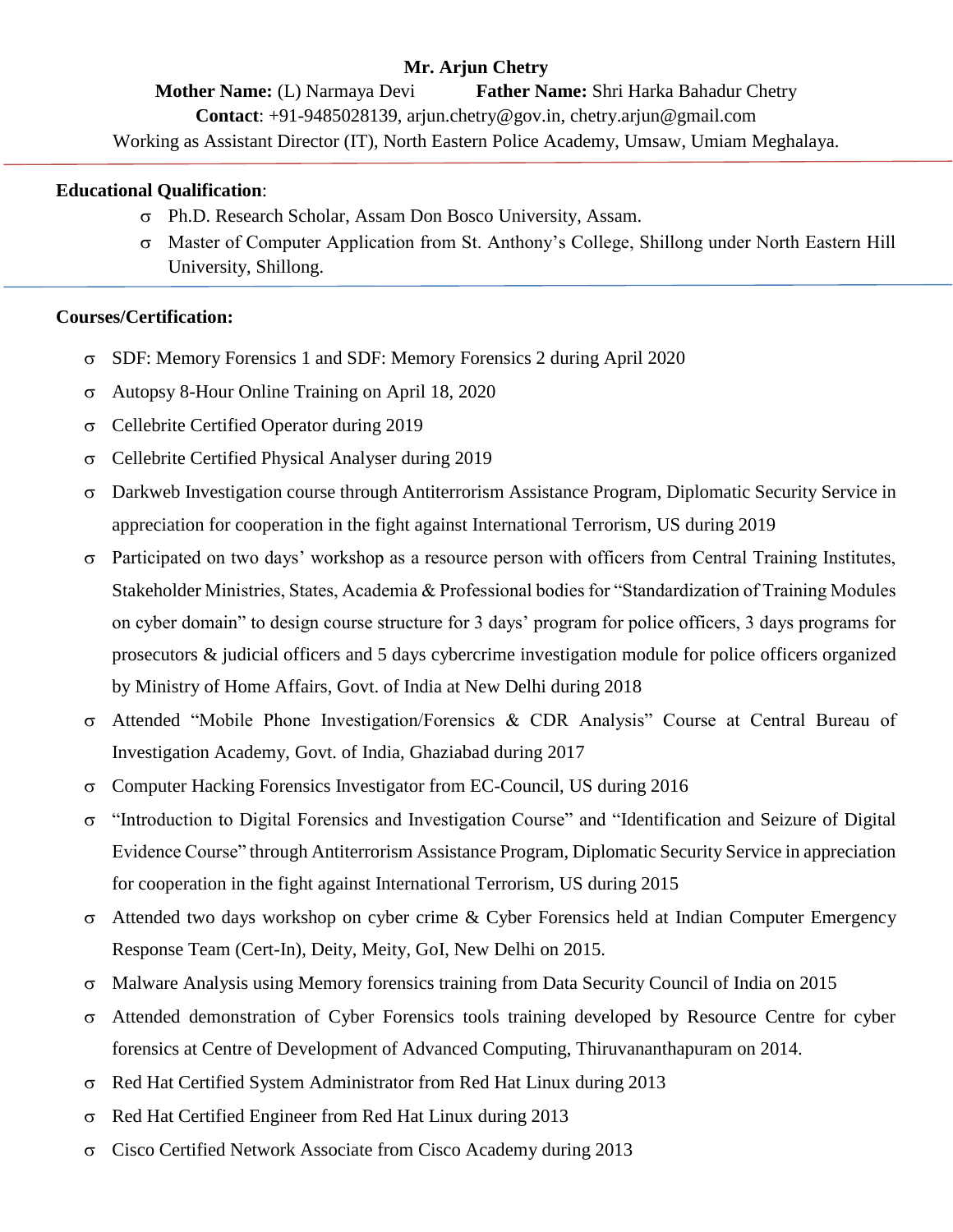**Mr. Arjun Chetry**

**Mother Name:** (L) Narmaya Devi **Father Name:** Shri Harka Bahadur Chetry

**Contact**: +91-9485028139, arjun.chetry@gov.in, chetry.arjun@gmail.com

Working as Assistant Director (IT), North Eastern Police Academy, Umsaw, Umiam Meghalaya.

---

**Educational Qualification**:

- Ph.D. Research Scholar, Assam Don Bosco University, Assam.
- Master of Computer Application from St. Anthony's College, Shillong under North Eastern Hill University, Shillong.

---

**Courses/Certification:**

- SDF: Memory Forensics 1 and SDF: Memory Forensics 2 during April 2020
- Autopsy 8-Hour Online Training on April 18, 2020
- Cellebrite Certified Operator during 2019
- Cellebrite Certified Physical Analyser during 2019
- Darkweb Investigation course through Antiterrorism Assistance Program, Diplomatic Security Service in appreciation for cooperation in the fight against International Terrorism, US during 2019
- Participated on two days' workshop as a resource person with officers from Central Training Institutes, Stakeholder Ministries, States, Academia & Professional bodies for "Standardization of Training Modules on cyber domain" to design course structure for 3 days' program for police officers, 3 days programs for prosecutors & judicial officers and 5 days cybercrime investigation module for police officers organized by Ministry of Home Affairs, Govt. of India at New Delhi during 2018
- Attended "Mobile Phone Investigation/Forensics & CDR Analysis" Course at Central Bureau of Investigation Academy, Govt. of India, Ghaziabad during 2017
- Computer Hacking Forensics Investigator from EC-Council, US during 2016
- "Introduction to Digital Forensics and Investigation Course" and "Identification and Seizure of Digital Evidence Course" through Antiterrorism Assistance Program, Diplomatic Security Service in appreciation for cooperation in the fight against International Terrorism, US during 2015
- Attended two days workshop on cyber crime & Cyber Forensics held at Indian Computer Emergency Response Team (Cert-In), Deity, Meity, GoI, New Delhi on 2015.
- Malware Analysis using Memory forensics training from Data Security Council of India on 2015
- Attended demonstration of Cyber Forensics tools training developed by Resource Centre for cyber forensics at Centre of Development of Advanced Computing, Thiruvananthapuram on 2014.
- Red Hat Certified System Administrator from Red Hat Linux during 2013
- Red Hat Certified Engineer from Red Hat Linux during 2013
- Cisco Certified Network Associate from Cisco Academy during 2013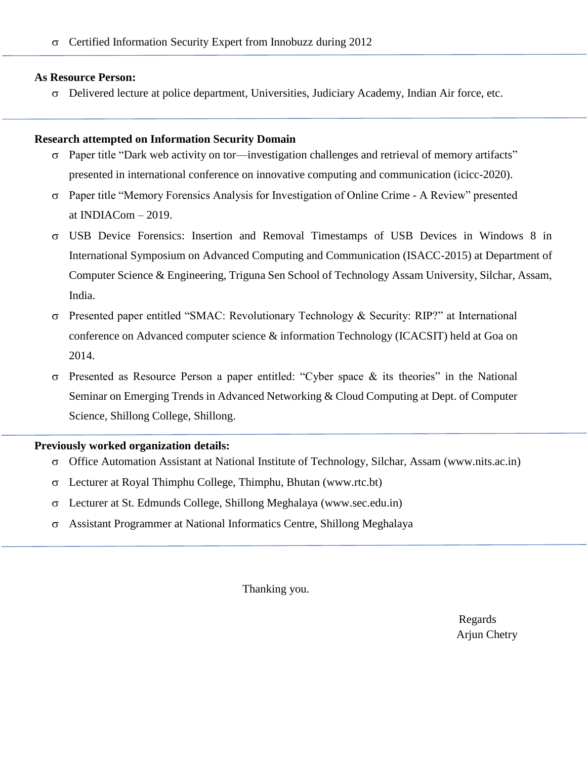- Certified Information Security Expert from Innobuzz during 2012

**As Resource Person:**

- Delivered lecture at police department, Universities, Judiciary Academy, Indian Air force, etc.

**Research attempted on Information Security Domain**

- Paper title "Dark web activity on tor—investigation challenges and retrieval of memory artifacts" presented in international conference on innovative computing and communication (icicc-2020).
- Paper title "Memory Forensics Analysis for Investigation of Online Crime - A Review" presented at INDIACom – 2019.
- USB Device Forensics: Insertion and Removal Timestamps of USB Devices in Windows 8 in International Symposium on Advanced Computing and Communication (ISACC-2015) at Department of Computer Science & Engineering, Triguna Sen School of Technology Assam University, Silchar, Assam, India.
- Presented paper entitled "SMAC: Revolutionary Technology & Security: RIP?" at International conference on Advanced computer science & information Technology (ICACSIT) held at Goa on 2014.
- Presented as Resource Person a paper entitled: "Cyber space & its theories" in the National Seminar on Emerging Trends in Advanced Networking & Cloud Computing at Dept. of Computer Science, Shillong College, Shillong.

**Previously worked organization details:**

- Office Automation Assistant at National Institute of Technology, Silchar, Assam (www.nits.ac.in)
- Lecturer at Royal Thimphu College, Thimphu, Bhutan (www.rtc.bt)
- Lecturer at St. Edmunds College, Shillong Meghalaya (www.sec.edu.in)
- Assistant Programmer at National Informatics Centre, Shillong Meghalaya

Thanking you.

Regards
Arjun Chetry